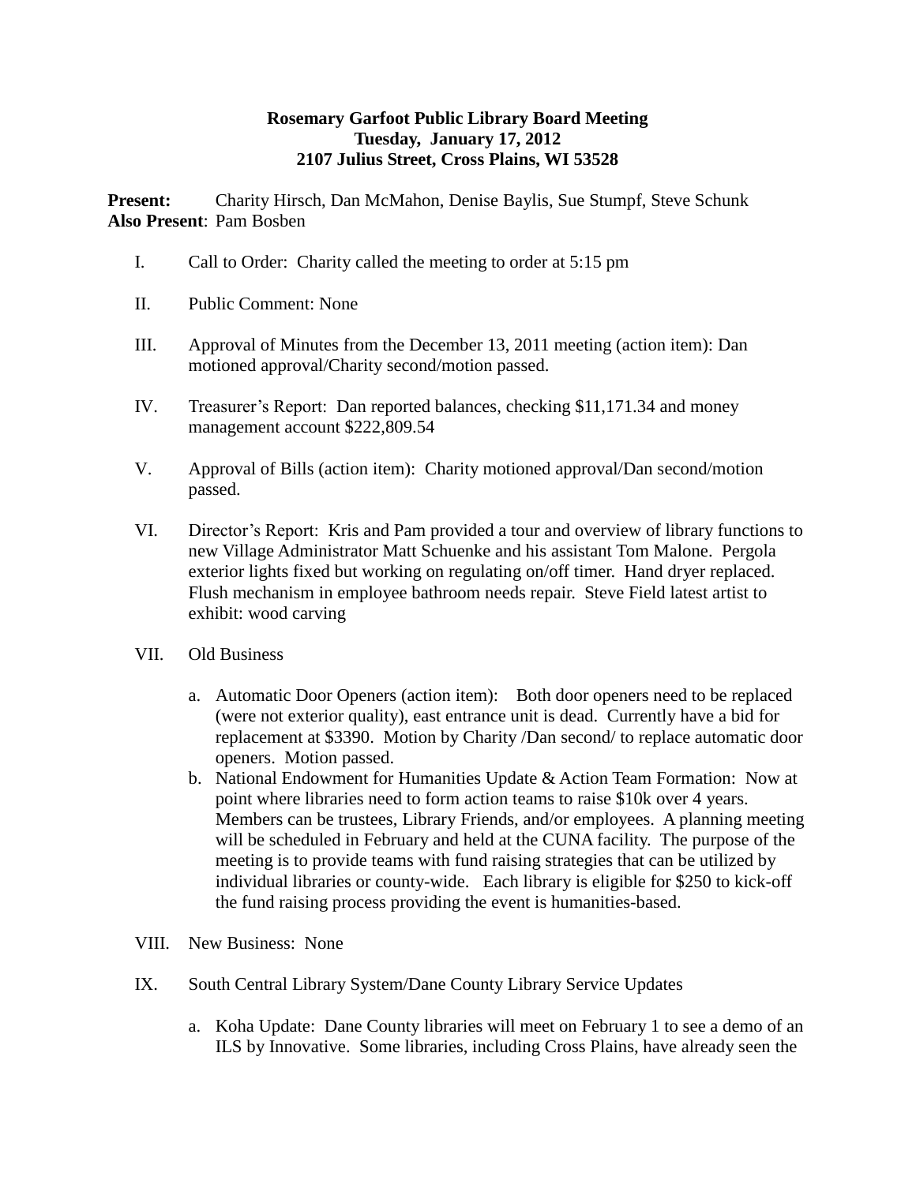**Rosemary Garfoot Public Library Board Meeting**
**Tuesday, January 17, 2012**
**2107 Julius Street, Cross Plains, WI 53528**

**Present:** Charity Hirsch, Dan McMahon, Denise Baylis, Sue Stumpf, Steve Schunk
**Also Present**: Pam Bosben

I. Call to Order: Charity called the meeting to order at 5:15 pm

II. Public Comment: None

III. Approval of Minutes from the December 13, 2011 meeting (action item): Dan motioned approval/Charity second/motion passed.

IV. Treasurer's Report: Dan reported balances, checking $11,171.34 and money management account $222,809.54

V. Approval of Bills (action item): Charity motioned approval/Dan second/motion passed.

VI. Director's Report: Kris and Pam provided a tour and overview of library functions to new Village Administrator Matt Schuenke and his assistant Tom Malone. Pergola exterior lights fixed but working on regulating on/off timer. Hand dryer replaced. Flush mechanism in employee bathroom needs repair. Steve Field latest artist to exhibit: wood carving

VII. Old Business

a. Automatic Door Openers (action item): Both door openers need to be replaced (were not exterior quality), east entrance unit is dead. Currently have a bid for replacement at $3390. Motion by Charity /Dan second/ to replace automatic door openers. Motion passed.

b. National Endowment for Humanities Update & Action Team Formation: Now at point where libraries need to form action teams to raise $10k over 4 years. Members can be trustees, Library Friends, and/or employees. A planning meeting will be scheduled in February and held at the CUNA facility. The purpose of the meeting is to provide teams with fund raising strategies that can be utilized by individual libraries or county-wide. Each library is eligible for $250 to kick-off the fund raising process providing the event is humanities-based.

VIII. New Business: None

IX. South Central Library System/Dane County Library Service Updates

a. Koha Update: Dane County libraries will meet on February 1 to see a demo of an ILS by Innovative. Some libraries, including Cross Plains, have already seen the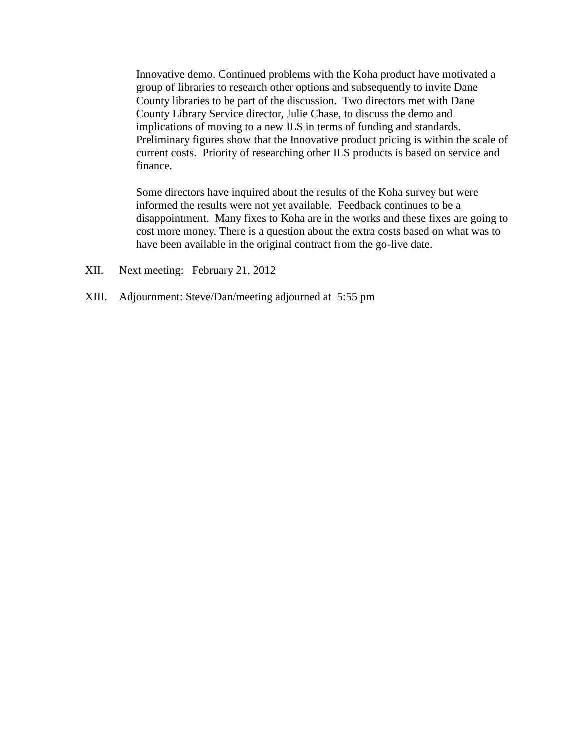Innovative demo. Continued problems with the Koha product have motivated a group of libraries to research other options and subsequently to invite Dane County libraries to be part of the discussion. Two directors met with Dane County Library Service director, Julie Chase, to discuss the demo and implications of moving to a new ILS in terms of funding and standards. Preliminary figures show that the Innovative product pricing is within the scale of current costs. Priority of researching other ILS products is based on service and finance.

Some directors have inquired about the results of the Koha survey but were informed the results were not yet available. Feedback continues to be a disappointment. Many fixes to Koha are in the works and these fixes are going to cost more money. There is a question about the extra costs based on what was to have been available in the original contract from the go-live date.

XII. Next meeting: February 21, 2012

XIII. Adjournment: Steve/Dan/meeting adjourned at 5:55 pm